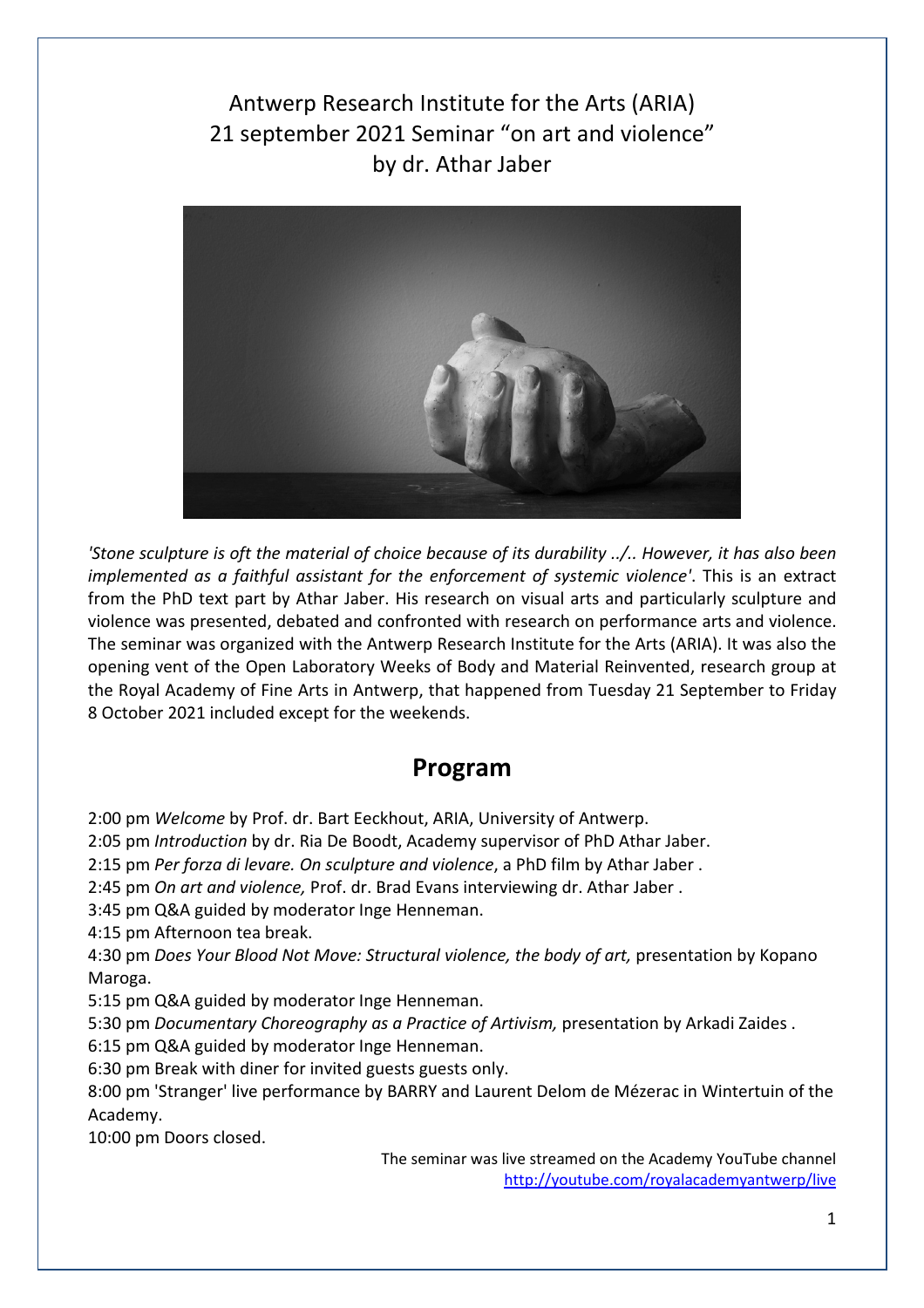Antwerp Research Institute for the Arts (ARIA)
21 september 2021 Seminar "on art and violence"
by dr. Athar Jaber

*'Stone sculpture is oft the material of choice because of its durability ../.. However, it has also been implemented as a faithful assistant for the enforcement of systemic violence'*. This is an extract from the PhD text part by Athar Jaber. His research on visual arts and particularly sculpture and violence was presented, debated and confronted with research on performance arts and violence. The seminar was organized with the Antwerp Research Institute for the Arts (ARIA). It was also the opening vent of the Open Laboratory Weeks of Body and Material Reinvented, research group at the Royal Academy of Fine Arts in Antwerp, that happened from Tuesday 21 September to Friday 8 October 2021 included except for the weekends.

## Program

2:00 pm *Welcome* by Prof. dr. Bart Eeckhout, ARIA, University of Antwerp.
2:05 pm *Introduction* by dr. Ria De Boodt, Academy supervisor of PhD Athar Jaber.
2:15 pm *Per forza di levare. On sculpture and violence*, a PhD film by Athar Jaber .
2:45 pm *On art and violence,* Prof. dr. Brad Evans interviewing dr. Athar Jaber .
3:45 pm Q&A guided by moderator Inge Henneman.
4:15 pm Afternoon tea break.
4:30 pm *Does Your Blood Not Move: Structural violence, the body of art,* presentation by Kopano Maroga.
5:15 pm Q&A guided by moderator Inge Henneman.
5:30 pm *Documentary Choreography as a Practice of Artivism,* presentation by Arkadi Zaides .
6:15 pm Q&A guided by moderator Inge Henneman.
6:30 pm Break with diner for invited guests guests only.
8:00 pm 'Stranger' live performance by BARRY and Laurent Delom de Mézerac in Wintertuin of the Academy.
10:00 pm Doors closed.

The seminar was live streamed on the Academy YouTube channel
http://youtube.com/royalacademyantwerp/live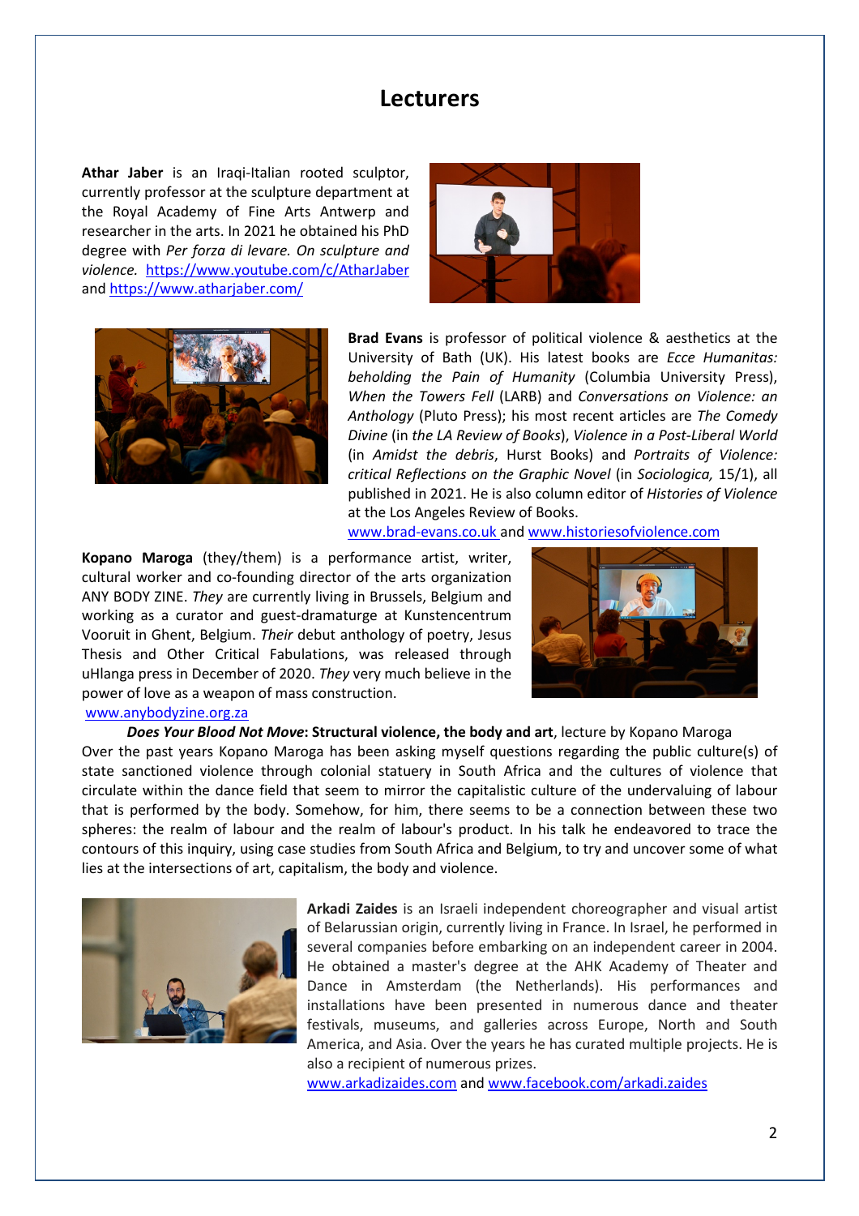# Lecturers

**Athar Jaber** is an Iraqi-Italian rooted sculptor, currently professor at the sculpture department at the Royal Academy of Fine Arts Antwerp and researcher in the arts. In 2021 he obtained his PhD degree with *Per forza di levare. On sculpture and violence.* https://www.youtube.com/c/AtharJaber and https://www.atharjaber.com/

**Brad Evans** is professor of political violence & aesthetics at the University of Bath (UK). His latest books are *Ecce Humanitas: beholding the Pain of Humanity* (Columbia University Press), *When the Towers Fell* (LARB) and *Conversations on Violence: an Anthology* (Pluto Press); his most recent articles are *The Comedy Divine* (in *the LA Review of Books*), *Violence in a Post-Liberal World* (in *Amidst the debris*, Hurst Books) and *Portraits of Violence: critical Reflections on the Graphic Novel* (in *Sociologica,* 15/1), all published in 2021. He is also column editor of *Histories of Violence* at the Los Angeles Review of Books.
www.brad-evans.co.uk and www.historiesofviolence.com

**Kopano Maroga** (they/them) is a performance artist, writer, cultural worker and co-founding director of the arts organization ANY BODY ZINE. *They* are currently living in Brussels, Belgium and working as a curator and guest-dramaturge at Kunstencentrum Vooruit in Ghent, Belgium. *Their* debut anthology of poetry, Jesus Thesis and Other Critical Fabulations, was released through uHlanga press in December of 2020. *They* very much believe in the power of love as a weapon of mass construction.
www.anybodyzine.org.za

***Does Your Blood Not Move*: Structural violence, the body and art**, lecture by Kopano Maroga
Over the past years Kopano Maroga has been asking myself questions regarding the public culture(s) of state sanctioned violence through colonial statuery in South Africa and the cultures of violence that circulate within the dance field that seem to mirror the capitalistic culture of the undervaluing of labour that is performed by the body. Somehow, for him, there seems to be a connection between these two spheres: the realm of labour and the realm of labour's product. In his talk he endeavored to trace the contours of this inquiry, using case studies from South Africa and Belgium, to try and uncover some of what lies at the intersections of art, capitalism, the body and violence.

**Arkadi Zaides** is an Israeli independent choreographer and visual artist of Belarussian origin, currently living in France. In Israel, he performed in several companies before embarking on an independent career in 2004. He obtained a master's degree at the AHK Academy of Theater and Dance in Amsterdam (the Netherlands). His performances and installations have been presented in numerous dance and theater festivals, museums, and galleries across Europe, North and South America, and Asia. Over the years he has curated multiple projects. He is also a recipient of numerous prizes.
www.arkadizaides.com and www.facebook.com/arkadi.zaides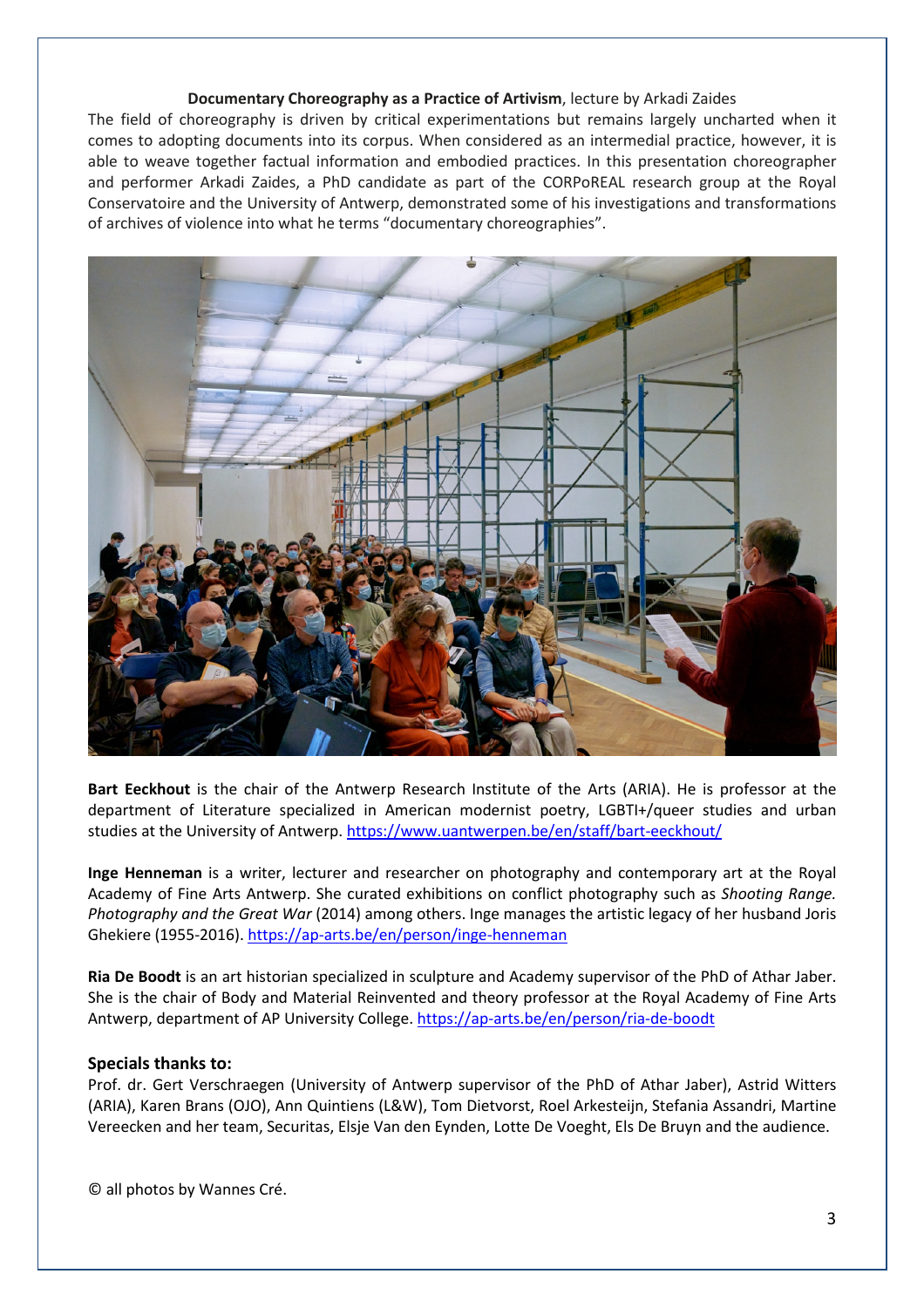**Documentary Choreography as a Practice of Artivism**, lecture by Arkadi Zaides

The field of choreography is driven by critical experimentations but remains largely uncharted when it comes to adopting documents into its corpus. When considered as an intermedial practice, however, it is able to weave together factual information and embodied practices. In this presentation choreographer and performer Arkadi Zaides, a PhD candidate as part of the CORPoREAL research group at the Royal Conservatoire and the University of Antwerp, demonstrated some of his investigations and transformations of archives of violence into what he terms “documentary choreographies”.

**Bart Eeckhout** is the chair of the Antwerp Research Institute of the Arts (ARIA). He is professor at the department of Literature specialized in American modernist poetry, LGBTI+/queer studies and urban studies at the University of Antwerp. https://www.uantwerpen.be/en/staff/bart-eeckhout/

**Inge Henneman** is a writer, lecturer and researcher on photography and contemporary art at the Royal Academy of Fine Arts Antwerp. She curated exhibitions on conflict photography such as *Shooting Range. Photography and the Great War* (2014) among others. Inge manages the artistic legacy of her husband Joris Ghekiere (1955-2016). https://ap-arts.be/en/person/inge-henneman

**Ria De Boodt** is an art historian specialized in sculpture and Academy supervisor of the PhD of Athar Jaber. She is the chair of Body and Material Reinvented and theory professor at the Royal Academy of Fine Arts Antwerp, department of AP University College. https://ap-arts.be/en/person/ria-de-boodt

### Specials thanks to:

Prof. dr. Gert Verschraegen (University of Antwerp supervisor of the PhD of Athar Jaber), Astrid Witters (ARIA), Karen Brans (OJO), Ann Quintiens (L&W), Tom Dietvorst, Roel Arkesteijn, Stefania Assandri, Martine Vereecken and her team, Securitas, Elsje Van den Eynden, Lotte De Voeght, Els De Bruyn and the audience.

© all photos by Wannes Cré.